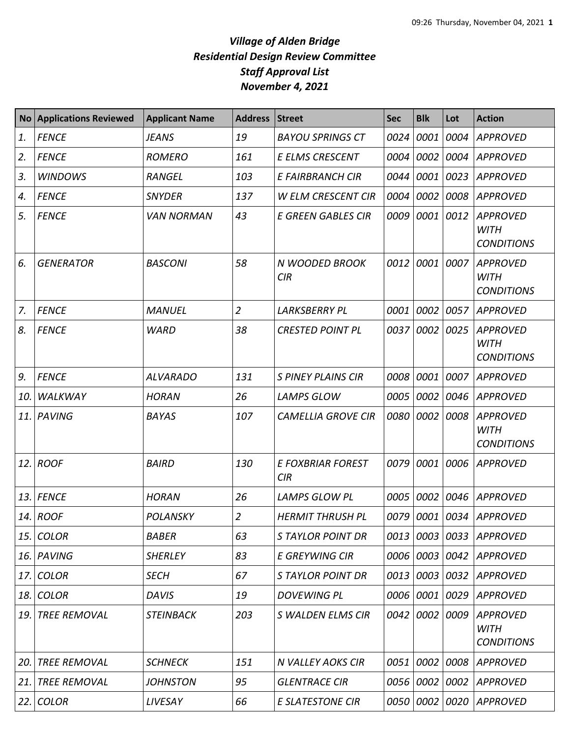# *Village of Alden Bridge*
## *Residential Design Review Committee*
## *Staff Approval List*
## *November 4, 2021*

| No | Applications Reviewed | Applicant Name | Address | Street | Sec | Blk | Lot | Action |
|---|---|---|---|---|---|---|---|---|
| *1.* | *FENCE* | *JEANS* | *19* | *BAYOU SPRINGS CT* | *0024* | *0001* | *0004* | *APPROVED* |
| *2.* | *FENCE* | *ROMERO* | *161* | *E ELMS CRESCENT* | *0004* | *0002* | *0004* | *APPROVED* |
| *3.* | *WINDOWS* | *RANGEL* | *103* | *E FAIRBRANCH CIR* | *0044* | *0001* | *0023* | *APPROVED* |
| *4.* | *FENCE* | *SNYDER* | *137* | *W ELM CRESCENT CIR* | *0004* | *0002* | *0008* | *APPROVED* |
| *5.* | *FENCE* | *VAN NORMAN* | *43* | *E GREEN GABLES CIR* | *0009* | *0001* | *0012* | *APPROVED WITH CONDITIONS* |
| *6.* | *GENERATOR* | *BASCONI* | *58* | *N WOODED BROOK CIR* | *0012* | *0001* | *0007* | *APPROVED WITH CONDITIONS* |
| *7.* | *FENCE* | *MANUEL* | *2* | *LARKSBERRY PL* | *0001* | *0002* | *0057* | *APPROVED* |
| *8.* | *FENCE* | *WARD* | *38* | *CRESTED POINT PL* | *0037* | *0002* | *0025* | *APPROVED WITH CONDITIONS* |
| *9.* | *FENCE* | *ALVARADO* | *131* | *S PINEY PLAINS CIR* | *0008* | *0001* | *0007* | *APPROVED* |
| *10.* | *WALKWAY* | *HORAN* | *26* | *LAMPS GLOW* | *0005* | *0002* | *0046* | *APPROVED* |
| *11.* | *PAVING* | *BAYAS* | *107* | *CAMELLIA GROVE CIR* | *0080* | *0002* | *0008* | *APPROVED WITH CONDITIONS* |
| *12.* | *ROOF* | *BAIRD* | *130* | *E FOXBRIAR FOREST CIR* | *0079* | *0001* | *0006* | *APPROVED* |
| *13.* | *FENCE* | *HORAN* | *26* | *LAMPS GLOW PL* | *0005* | *0002* | *0046* | *APPROVED* |
| *14.* | *ROOF* | *POLANSKY* | *2* | *HERMIT THRUSH PL* | *0079* | *0001* | *0034* | *APPROVED* |
| *15.* | *COLOR* | *BABER* | *63* | *S TAYLOR POINT DR* | *0013* | *0003* | *0033* | *APPROVED* |
| *16.* | *PAVING* | *SHERLEY* | *83* | *E GREYWING CIR* | *0006* | *0003* | *0042* | *APPROVED* |
| *17.* | *COLOR* | *SECH* | *67* | *S TAYLOR POINT DR* | *0013* | *0003* | *0032* | *APPROVED* |
| *18.* | *COLOR* | *DAVIS* | *19* | *DOVEWING PL* | *0006* | *0001* | *0029* | *APPROVED* |
| *19.* | *TREE REMOVAL* | *STEINBACK* | *203* | *S WALDEN ELMS CIR* | *0042* | *0002* | *0009* | *APPROVED WITH CONDITIONS* |
| *20.* | *TREE REMOVAL* | *SCHNECK* | *151* | *N VALLEY AOKS CIR* | *0051* | *0002* | *0008* | *APPROVED* |
| *21.* | *TREE REMOVAL* | *JOHNSTON* | *95* | *GLENTRACE CIR* | *0056* | *0002* | *0002* | *APPROVED* |
| *22.* | *COLOR* | *LIVESAY* | *66* | *E SLATESTONE CIR* | *0050* | *0002* | *0020* | *APPROVED* |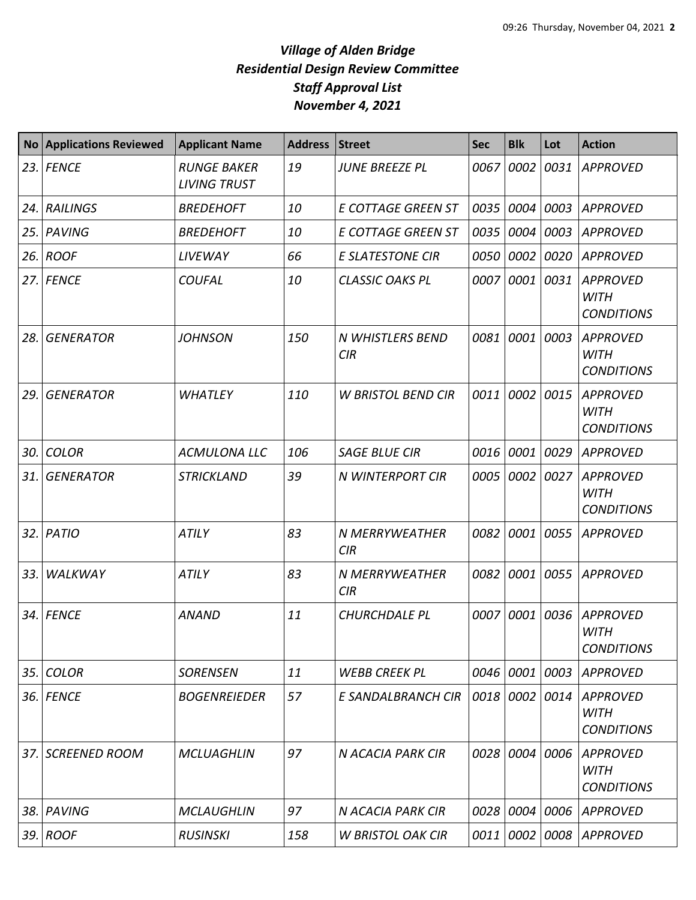# *Village of Alden Bridge*
## *Residential Design Review Committee*
## *Staff Approval List*
## *November 4, 2021*

| No | Applications Reviewed | Applicant Name | Address | Street | Sec | Blk | Lot | Action |
|---|---|---|---|---|---|---|---|---|
| *23.* | *FENCE* | *RUNGE BAKER LIVING TRUST* | *19* | *JUNE BREEZE PL* | *0067* | *0002* | *0031* | *APPROVED* |
| *24.* | *RAILINGS* | *BREDEHOFT* | *10* | *E COTTAGE GREEN ST* | *0035* | *0004* | *0003* | *APPROVED* |
| *25.* | *PAVING* | *BREDEHOFT* | *10* | *E COTTAGE GREEN ST* | *0035* | *0004* | *0003* | *APPROVED* |
| *26.* | *ROOF* | *LIVEWAY* | *66* | *E SLATESTONE CIR* | *0050* | *0002* | *0020* | *APPROVED* |
| *27.* | *FENCE* | *COUFAL* | *10* | *CLASSIC OAKS PL* | *0007* | *0001* | *0031* | *APPROVED WITH CONDITIONS* |
| *28.* | *GENERATOR* | *JOHNSON* | *150* | *N WHISTLERS BEND CIR* | *0081* | *0001* | *0003* | *APPROVED WITH CONDITIONS* |
| *29.* | *GENERATOR* | *WHATLEY* | *110* | *W BRISTOL BEND CIR* | *0011* | *0002* | *0015* | *APPROVED WITH CONDITIONS* |
| *30.* | *COLOR* | *ACMULONA LLC* | *106* | *SAGE BLUE CIR* | *0016* | *0001* | *0029* | *APPROVED* |
| *31.* | *GENERATOR* | *STRICKLAND* | *39* | *N WINTERPORT CIR* | *0005* | *0002* | *0027* | *APPROVED WITH CONDITIONS* |
| *32.* | *PATIO* | *ATILY* | *83* | *N MERRYWEATHER CIR* | *0082* | *0001* | *0055* | *APPROVED* |
| *33.* | *WALKWAY* | *ATILY* | *83* | *N MERRYWEATHER CIR* | *0082* | *0001* | *0055* | *APPROVED* |
| *34.* | *FENCE* | *ANAND* | *11* | *CHURCHDALE PL* | *0007* | *0001* | *0036* | *APPROVED WITH CONDITIONS* |
| *35.* | *COLOR* | *SORENSEN* | *11* | *WEBB CREEK PL* | *0046* | *0001* | *0003* | *APPROVED* |
| *36.* | *FENCE* | *BOGENREIEDER* | *57* | *E SANDALBRANCH CIR* | *0018* | *0002* | *0014* | *APPROVED WITH CONDITIONS* |
| *37.* | *SCREENED ROOM* | *MCLUAGHLIN* | *97* | *N ACACIA PARK CIR* | *0028* | *0004* | *0006* | *APPROVED WITH CONDITIONS* |
| *38.* | *PAVING* | *MCLAUGHLIN* | *97* | *N ACACIA PARK CIR* | *0028* | *0004* | *0006* | *APPROVED* |
| *39.* | *ROOF* | *RUSINSKI* | *158* | *W BRISTOL OAK CIR* | *0011* | *0002* | *0008* | *APPROVED* |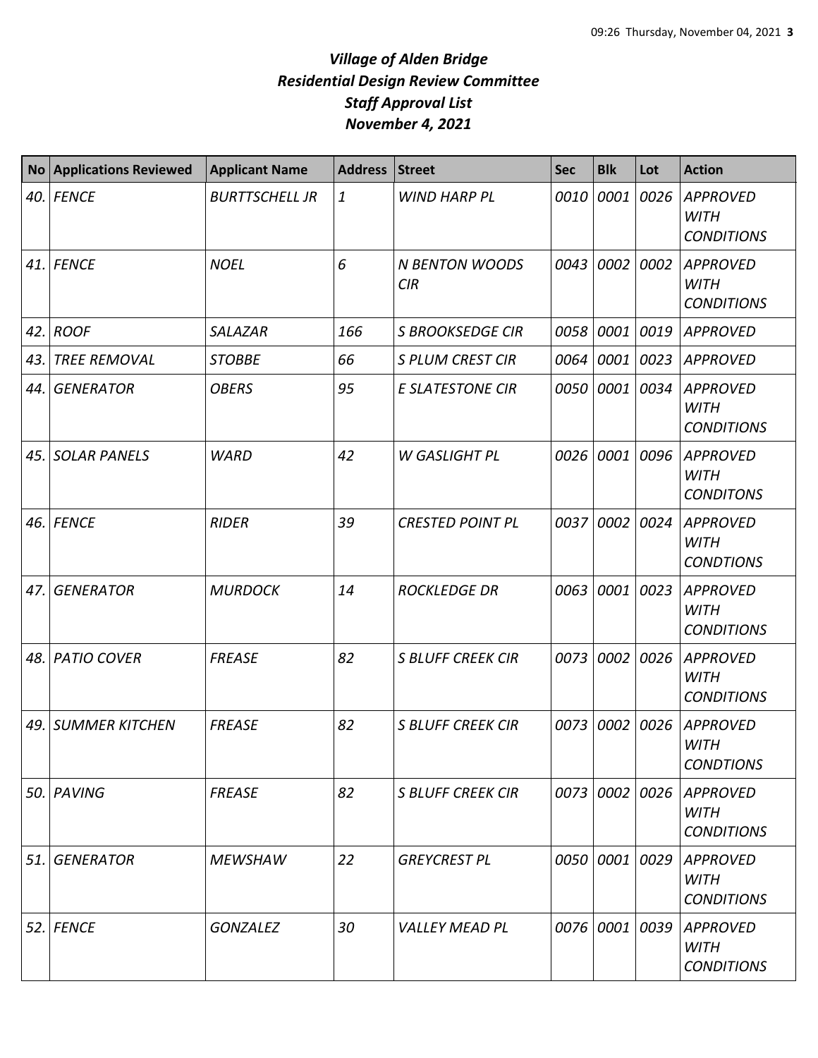# *Village of Alden Bridge*
# *Residential Design Review Committee*
# *Staff Approval List*
# *November 4, 2021*

| No | Applications Reviewed | Applicant Name | Address | Street | Sec | Blk | Lot | Action |
|---|---|---|---|---|---|---|---|---|
| 40. | *FENCE* | *BURTTSCHELL JR* | *1* | *WIND HARP PL* | *0010* | *0001* | *0026* | *APPROVED WITH CONDITIONS* |
| 41. | *FENCE* | *NOEL* | *6* | *N BENTON WOODS CIR* | *0043* | *0002* | *0002* | *APPROVED WITH CONDITIONS* |
| 42. | *ROOF* | *SALAZAR* | *166* | *S BROOKSEDGE CIR* | *0058* | *0001* | *0019* | *APPROVED* |
| 43. | *TREE REMOVAL* | *STOBBE* | *66* | *S PLUM CREST CIR* | *0064* | *0001* | *0023* | *APPROVED* |
| 44. | *GENERATOR* | *OBERS* | *95* | *E SLATESTONE CIR* | *0050* | *0001* | *0034* | *APPROVED WITH CONDITIONS* |
| 45. | *SOLAR PANELS* | *WARD* | *42* | *W GASLIGHT PL* | *0026* | *0001* | *0096* | *APPROVED WITH CONDITONS* |
| 46. | *FENCE* | *RIDER* | *39* | *CRESTED POINT PL* | *0037* | *0002* | *0024* | *APPROVED WITH CONDTIONS* |
| 47. | *GENERATOR* | *MURDOCK* | *14* | *ROCKLEDGE DR* | *0063* | *0001* | *0023* | *APPROVED WITH CONDITIONS* |
| 48. | *PATIO COVER* | *FREASE* | *82* | *S BLUFF CREEK CIR* | *0073* | *0002* | *0026* | *APPROVED WITH CONDITIONS* |
| 49. | *SUMMER KITCHEN* | *FREASE* | *82* | *S BLUFF CREEK CIR* | *0073* | *0002* | *0026* | *APPROVED WITH CONDTIONS* |
| 50. | *PAVING* | *FREASE* | *82* | *S BLUFF CREEK CIR* | *0073* | *0002* | *0026* | *APPROVED WITH CONDITIONS* |
| 51. | *GENERATOR* | *MEWSHAW* | *22* | *GREYCREST PL* | *0050* | *0001* | *0029* | *APPROVED WITH CONDITIONS* |
| 52. | *FENCE* | *GONZALEZ* | *30* | *VALLEY MEAD PL* | *0076* | *0001* | *0039* | *APPROVED WITH CONDITIONS* |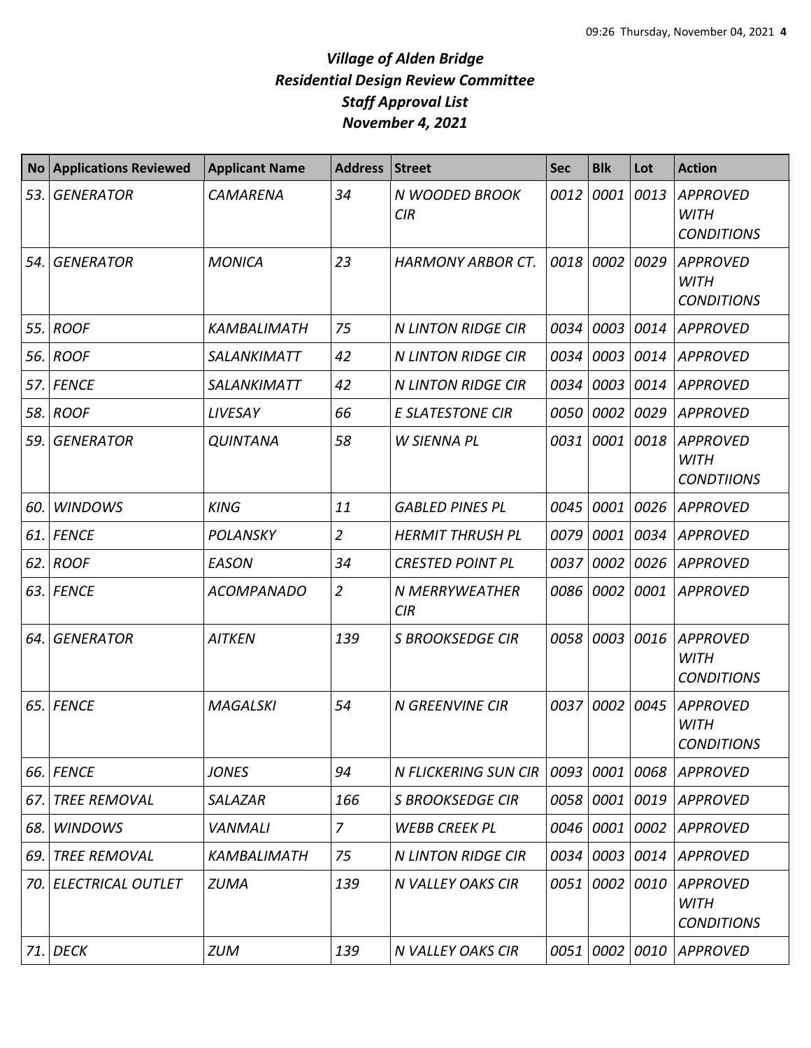# *Village of Alden Bridge*
## *Residential Design Review Committee*
## *Staff Approval List*
## *November 4, 2021*

| No | Applications Reviewed | Applicant Name | Address | Street | Sec | Blk | Lot | Action |
|---|---|---|---|---|---|---|---|---|
| 53. | *GENERATOR* | *CAMARENA* | *34* | *N WOODED BROOK CIR* | *0012* | *0001* | *0013* | *APPROVED WITH CONDITIONS* |
| 54. | *GENERATOR* | *MONICA* | *23* | *HARMONY ARBOR CT.* | *0018* | *0002* | *0029* | *APPROVED WITH CONDITIONS* |
| 55. | *ROOF* | *KAMBALIMATH* | *75* | *N LINTON RIDGE CIR* | *0034* | *0003* | *0014* | *APPROVED* |
| 56. | *ROOF* | *SALANKIMATT* | *42* | *N LINTON RIDGE CIR* | *0034* | *0003* | *0014* | *APPROVED* |
| 57. | *FENCE* | *SALANKIMATT* | *42* | *N LINTON RIDGE CIR* | *0034* | *0003* | *0014* | *APPROVED* |
| 58. | *ROOF* | *LIVESAY* | *66* | *E SLATESTONE CIR* | *0050* | *0002* | *0029* | *APPROVED* |
| 59. | *GENERATOR* | *QUINTANA* | *58* | *W SIENNA PL* | *0031* | *0001* | *0018* | *APPROVED WITH CONDTIIONS* |
| 60. | *WINDOWS* | *KING* | *11* | *GABLED PINES PL* | *0045* | *0001* | *0026* | *APPROVED* |
| 61. | *FENCE* | *POLANSKY* | *2* | *HERMIT THRUSH PL* | *0079* | *0001* | *0034* | *APPROVED* |
| 62. | *ROOF* | *EASON* | *34* | *CRESTED POINT PL* | *0037* | *0002* | *0026* | *APPROVED* |
| 63. | *FENCE* | *ACOMPANADO* | *2* | *N MERRYWEATHER CIR* | *0086* | *0002* | *0001* | *APPROVED* |
| 64. | *GENERATOR* | *AITKEN* | *139* | *S BROOKSEDGE CIR* | *0058* | *0003* | *0016* | *APPROVED WITH CONDITIONS* |
| 65. | *FENCE* | *MAGALSKI* | *54* | *N GREENVINE CIR* | *0037* | *0002* | *0045* | *APPROVED WITH CONDITIONS* |
| 66. | *FENCE* | *JONES* | *94* | *N FLICKERING SUN CIR* | *0093* | *0001* | *0068* | *APPROVED* |
| 67. | *TREE REMOVAL* | *SALAZAR* | *166* | *S BROOKSEDGE CIR* | *0058* | *0001* | *0019* | *APPROVED* |
| 68. | *WINDOWS* | *VANMALI* | *7* | *WEBB CREEK PL* | *0046* | *0001* | *0002* | *APPROVED* |
| 69. | *TREE REMOVAL* | *KAMBALIMATH* | *75* | *N LINTON RIDGE CIR* | *0034* | *0003* | *0014* | *APPROVED* |
| 70. | *ELECTRICAL OUTLET* | *ZUMA* | *139* | *N VALLEY OAKS CIR* | *0051* | *0002* | *0010* | *APPROVED WITH CONDITIONS* |
| 71. | *DECK* | *ZUM* | *139* | *N VALLEY OAKS CIR* | *0051* | *0002* | *0010* | *APPROVED* |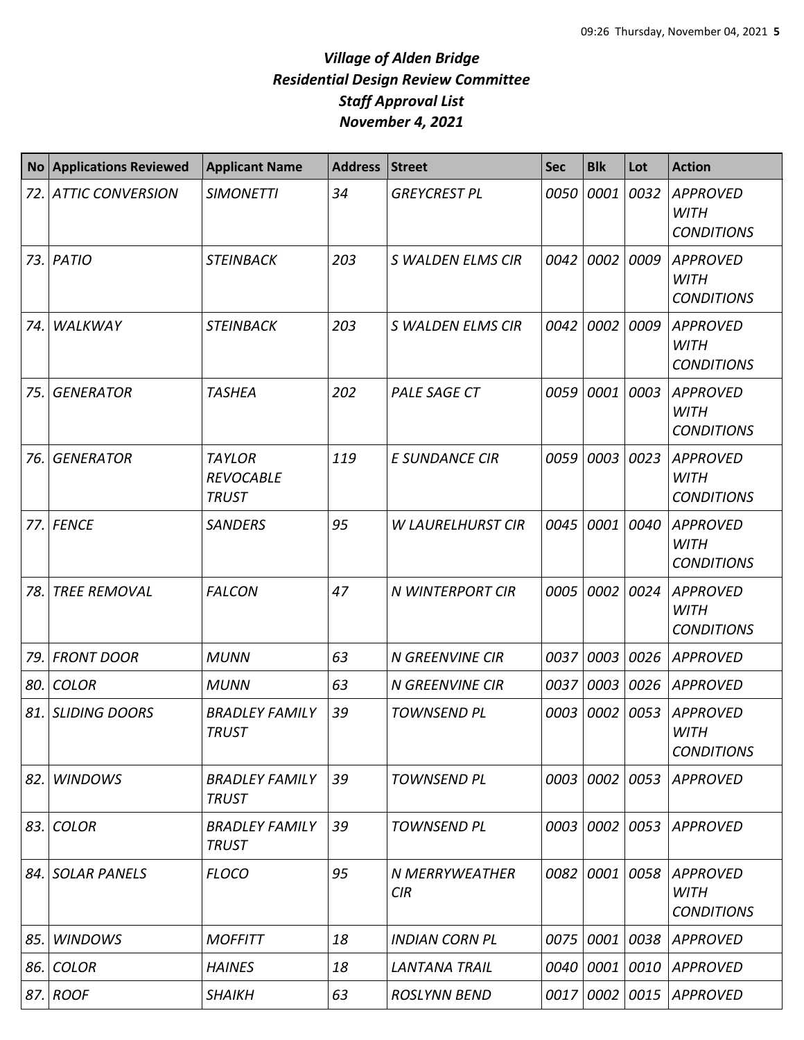# Village of Alden Bridge
## Residential Design Review Committee
## Staff Approval List
## November 4, 2021

| No | Applications Reviewed | Applicant Name | Address | Street | Sec | Blk | Lot | Action |
|---|---|---|---|---|---|---|---|---|
| 72. | ATTIC CONVERSION | SIMONETTI | 34 | GREYCREST PL | 0050 | 0001 | 0032 | APPROVED WITH CONDITIONS |
| 73. | PATIO | STEINBACK | 203 | S WALDEN ELMS CIR | 0042 | 0002 | 0009 | APPROVED WITH CONDITIONS |
| 74. | WALKWAY | STEINBACK | 203 | S WALDEN ELMS CIR | 0042 | 0002 | 0009 | APPROVED WITH CONDITIONS |
| 75. | GENERATOR | TASHEA | 202 | PALE SAGE CT | 0059 | 0001 | 0003 | APPROVED WITH CONDITIONS |
| 76. | GENERATOR | TAYLOR REVOCABLE TRUST | 119 | E SUNDANCE CIR | 0059 | 0003 | 0023 | APPROVED WITH CONDITIONS |
| 77. | FENCE | SANDERS | 95 | W LAURELHURST CIR | 0045 | 0001 | 0040 | APPROVED WITH CONDITIONS |
| 78. | TREE REMOVAL | FALCON | 47 | N WINTERPORT CIR | 0005 | 0002 | 0024 | APPROVED WITH CONDITIONS |
| 79. | FRONT DOOR | MUNN | 63 | N GREENVINE CIR | 0037 | 0003 | 0026 | APPROVED |
| 80. | COLOR | MUNN | 63 | N GREENVINE CIR | 0037 | 0003 | 0026 | APPROVED |
| 81. | SLIDING DOORS | BRADLEY FAMILY TRUST | 39 | TOWNSEND PL | 0003 | 0002 | 0053 | APPROVED WITH CONDITIONS |
| 82. | WINDOWS | BRADLEY FAMILY TRUST | 39 | TOWNSEND PL | 0003 | 0002 | 0053 | APPROVED |
| 83. | COLOR | BRADLEY FAMILY TRUST | 39 | TOWNSEND PL | 0003 | 0002 | 0053 | APPROVED |
| 84. | SOLAR PANELS | FLOCO | 95 | N MERRYWEATHER CIR | 0082 | 0001 | 0058 | APPROVED WITH CONDITIONS |
| 85. | WINDOWS | MOFFITT | 18 | INDIAN CORN PL | 0075 | 0001 | 0038 | APPROVED |
| 86. | COLOR | HAINES | 18 | LANTANA TRAIL | 0040 | 0001 | 0010 | APPROVED |
| 87. | ROOF | SHAIKH | 63 | ROSLYNN BEND | 0017 | 0002 | 0015 | APPROVED |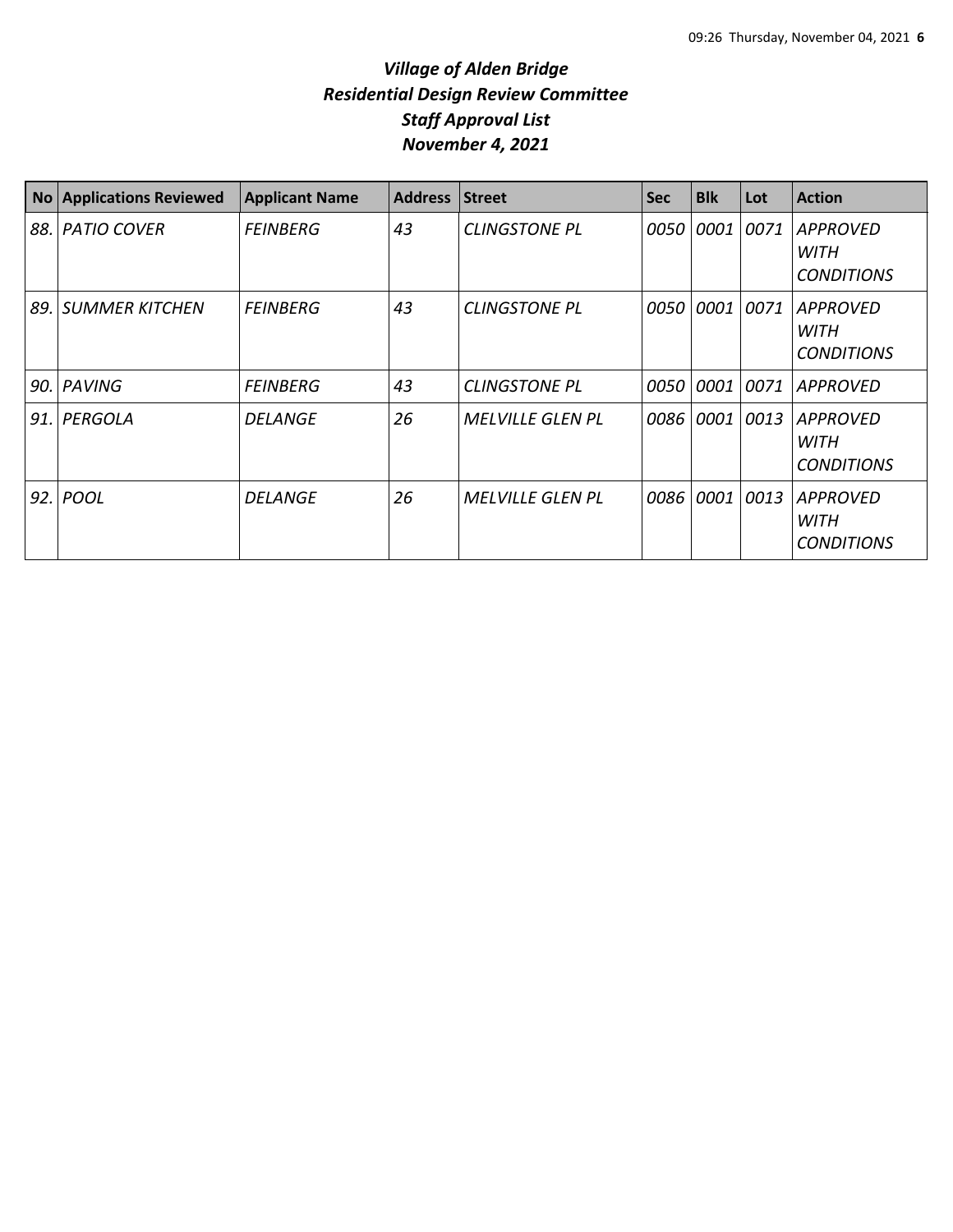# *Village of Alden Bridge*
# *Residential Design Review Committee*
# *Staff Approval List*
# *November 4, 2021*

| No | Applications Reviewed | Applicant Name | Address | Street | Sec | Blk | Lot | Action |
|---|---|---|---|---|---|---|---|---|
| *88.* | *PATIO COVER* | *FEINBERG* | *43* | *CLINGSTONE PL* | *0050* | *0001* | *0071* | *APPROVED WITH CONDITIONS* |
| *89.* | *SUMMER KITCHEN* | *FEINBERG* | *43* | *CLINGSTONE PL* | *0050* | *0001* | *0071* | *APPROVED WITH CONDITIONS* |
| *90.* | *PAVING* | *FEINBERG* | *43* | *CLINGSTONE PL* | *0050* | *0001* | *0071* | *APPROVED* |
| *91.* | *PERGOLA* | *DELANGE* | *26* | *MELVILLE GLEN PL* | *0086* | *0001* | *0013* | *APPROVED WITH CONDITIONS* |
| *92.* | *POOL* | *DELANGE* | *26* | *MELVILLE GLEN PL* | *0086* | *0001* | *0013* | *APPROVED WITH CONDITIONS* |